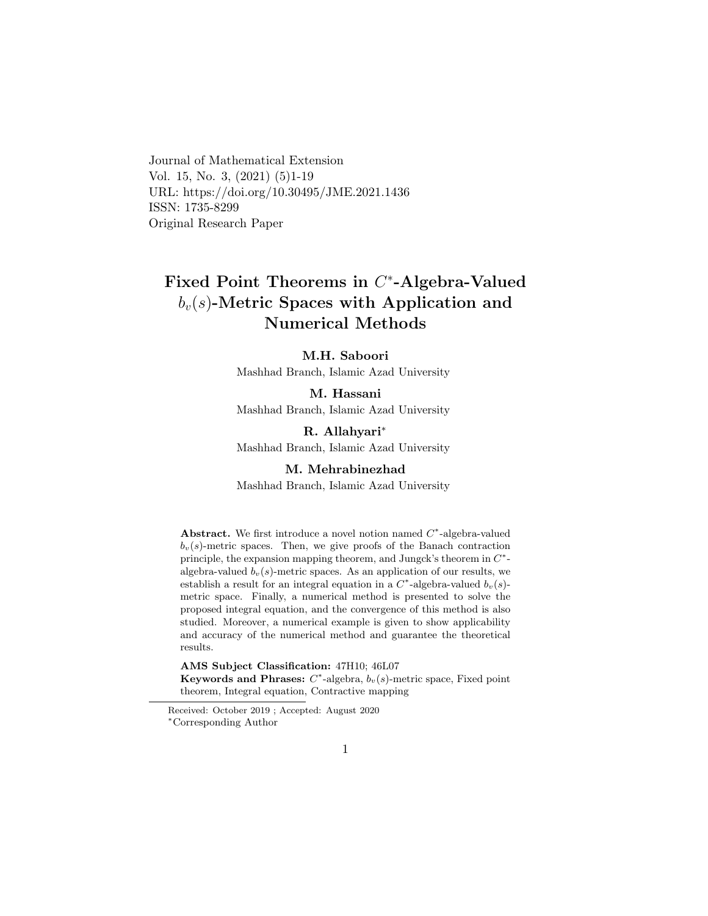Journal of Mathematical Extension
Vol. 15, No. 3, (2021) (5)1-19
URL: https://doi.org/10.30495/JME.2021.1436
ISSN: 1735-8299
Original Research Paper

# Fixed Point Theorems in $C^*$-Algebra-Valued $b_v(s)$-Metric Spaces with Application and Numerical Methods

**M.H. Saboori**
Mashhad Branch, Islamic Azad University

**M. Hassani**
Mashhad Branch, Islamic Azad University

**R. Allahyari***
Mashhad Branch, Islamic Azad University

**M. Mehrabinezhad**
Mashhad Branch, Islamic Azad University

**Abstract.** We first introduce a novel notion named $C^*$-algebra-valued $b_v(s)$-metric spaces. Then, we give proofs of the Banach contraction principle, the expansion mapping theorem, and Jungck's theorem in $C^*$-algebra-valued $b_v(s)$-metric spaces. As an application of our results, we establish a result for an integral equation in a $C^*$-algebra-valued $b_v(s)$-metric space. Finally, a numerical method is presented to solve the proposed integral equation, and the convergence of this method is also studied. Moreover, a numerical example is given to show applicability and accuracy of the numerical method and guarantee the theoretical results.

**AMS Subject Classification:** 47H10; 46L07
**Keywords and Phrases:** $C^*$-algebra, $b_v(s)$-metric space, Fixed point theorem, Integral equation, Contractive mapping

Received: October 2019 ; Accepted: August 2020
*Corresponding Author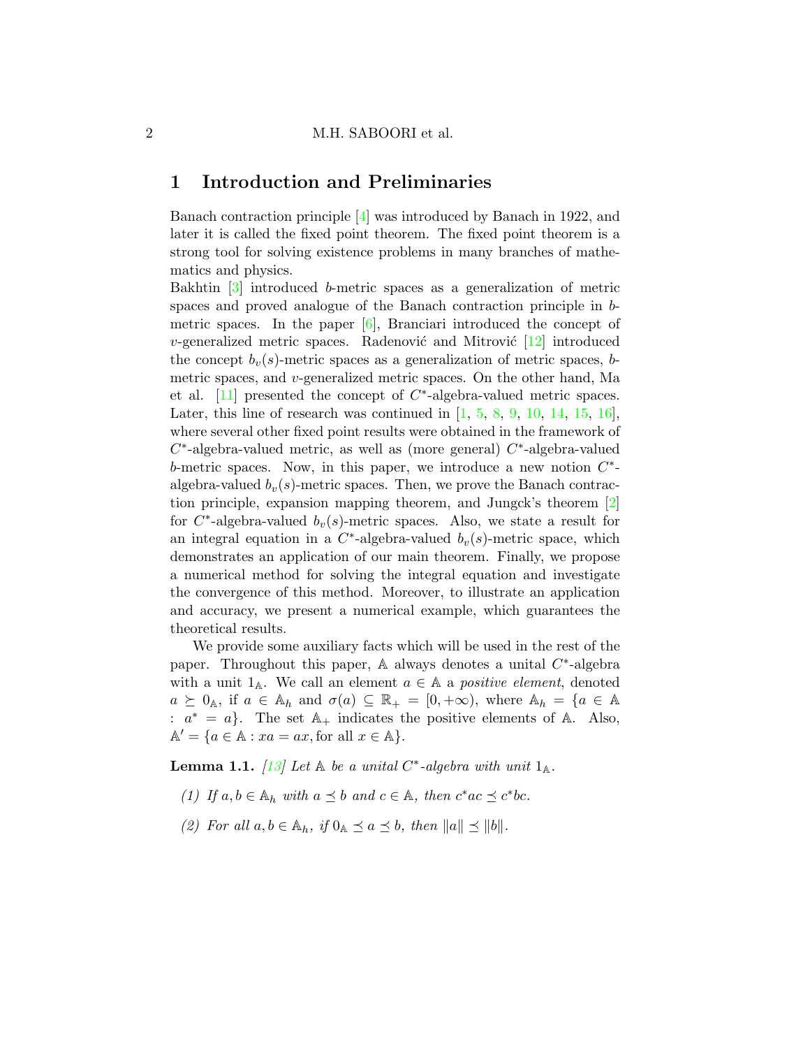## 1 Introduction and Preliminaries

Banach contraction principle [4] was introduced by Banach in 1922, and later it is called the fixed point theorem. The fixed point theorem is a strong tool for solving existence problems in many branches of mathematics and physics.
Bakhtin [3] introduced $b$-metric spaces as a generalization of metric spaces and proved analogue of the Banach contraction principle in $b$-metric spaces. In the paper [6], Branciari introduced the concept of $v$-generalized metric spaces. Radenović and Mitrović [12] introduced the concept $b_v(s)$-metric spaces as a generalization of metric spaces, $b$-metric spaces, and $v$-generalized metric spaces. On the other hand, Ma et al. [11] presented the concept of $C^*$-algebra-valued metric spaces. Later, this line of research was continued in [1, 5, 8, 9, 10, 14, 15, 16], where several other fixed point results were obtained in the framework of $C^*$-algebra-valued metric, as well as (more general) $C^*$-algebra-valued $b$-metric spaces. Now, in this paper, we introduce a new notion $C^*$-algebra-valued $b_v(s)$-metric spaces. Then, we prove the Banach contraction principle, expansion mapping theorem, and Jungck's theorem [2] for $C^*$-algebra-valued $b_v(s)$-metric spaces. Also, we state a result for an integral equation in a $C^*$-algebra-valued $b_v(s)$-metric space, which demonstrates an application of our main theorem. Finally, we propose a numerical method for solving the integral equation and investigate the convergence of this method. Moreover, to illustrate an application and accuracy, we present a numerical example, which guarantees the theoretical results.

We provide some auxiliary facts which will be used in the rest of the paper. Throughout this paper, $\mathbb{A}$ always denotes a unital $C^*$-algebra with a unit $1_{\mathbb{A}}$. We call an element $a \in \mathbb{A}$ a *positive element*, denoted $a \succeq 0_{\mathbb{A}}$, if $a \in \mathbb{A}_h$ and $\sigma(a) \subseteq \mathbb{R}_+ = [0, +\infty)$, where $\mathbb{A}_h = \{a \in \mathbb{A} : a^* = a\}$. The set $\mathbb{A}_+$ indicates the positive elements of $\mathbb{A}$. Also, $\mathbb{A}' = \{a \in \mathbb{A} : xa = ax, \text{for all } x \in \mathbb{A}\}$.

**Lemma 1.1.** *[13] Let $\mathbb{A}$ be a unital $C^*$-algebra with unit $1_{\mathbb{A}}$.*

*(1) If $a, b \in \mathbb{A}_h$ with $a \preceq b$ and $c \in \mathbb{A}$, then $c^*ac \preceq c^*bc$.*

*(2) For all $a, b \in \mathbb{A}_h$, if $0_{\mathbb{A}} \preceq a \preceq b$, then $\|a\| \preceq \|b\|$.*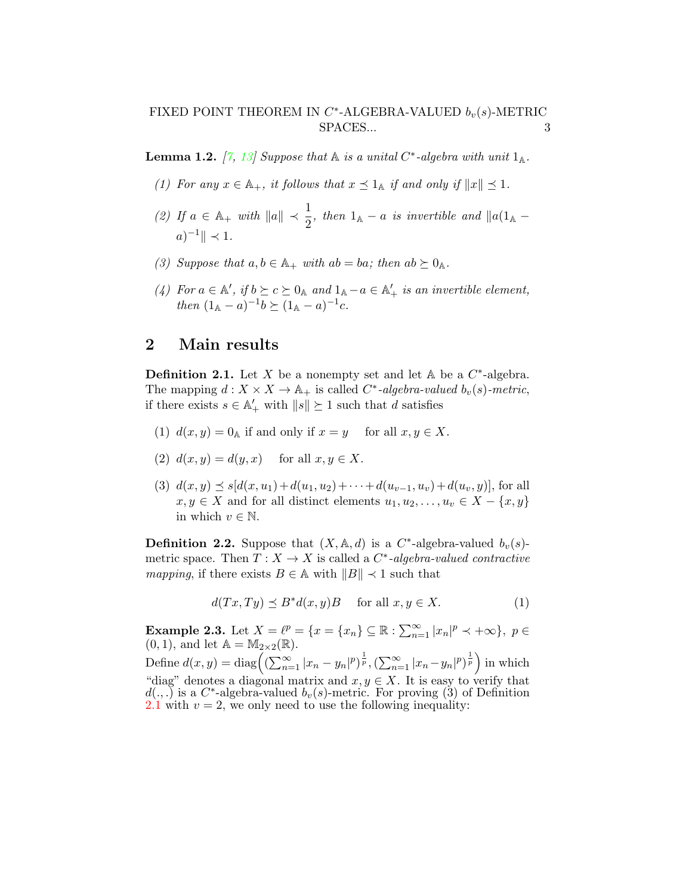**Lemma 1.2.** [7, 13] *Suppose that $\mathbb{A}$ is a unital $C^*$-algebra with unit $1_{\mathbb{A}}$.*

1. *For any $x \in \mathbb{A}_+$, it follows that $x \preceq 1_{\mathbb{A}}$ if and only if $\|x\| \preceq 1$.*
2. *If $a \in \mathbb{A}_+$ with $\|a\| \prec \dfrac{1}{2}$, then $1_{\mathbb{A}} - a$ is invertible and $\|a(1_{\mathbb{A}} - a)^{-1}\| \prec 1$.*
3. *Suppose that $a, b \in \mathbb{A}_+$ with $ab = ba$; then $ab \succeq 0_{\mathbb{A}}$.*
4. *For $a \in \mathbb{A}'$, if $b \succeq c \succeq 0_{\mathbb{A}}$ and $1_{\mathbb{A}} - a \in \mathbb{A}'_+$ is an invertible element, then $(1_{\mathbb{A}} - a)^{-1}b \succeq (1_{\mathbb{A}} - a)^{-1}c$.*

## 2 Main results

**Definition 2.1.** Let $X$ be a nonempty set and let $\mathbb{A}$ be a $C^*$-algebra. The mapping $d : X \times X \to \mathbb{A}_+$ is called *$C^*$-algebra-valued $b_v(s)$-metric*, if there exists $s \in \mathbb{A}'_+$ with $\|s\| \succeq 1$ such that $d$ satisfies

1. $d(x, y) = 0_{\mathbb{A}}$ if and only if $x = y$ for all $x, y \in X$.
2. $d(x, y) = d(y, x)$ for all $x, y \in X$.
3. $d(x, y) \preceq s[d(x, u_1) + d(u_1, u_2) + \cdots + d(u_{v-1}, u_v) + d(u_v, y)]$, for all $x, y \in X$ and for all distinct elements $u_1, u_2, \ldots, u_v \in X - \{x, y\}$ in which $v \in \mathbb{N}$.

**Definition 2.2.** Suppose that $(X, \mathbb{A}, d)$ is a $C^*$-algebra-valued $b_v(s)$-metric space. Then $T : X \to X$ is called a *$C^*$-algebra-valued contractive mapping*, if there exists $B \in \mathbb{A}$ with $\|B\| \prec 1$ such that

$$d(Tx, Ty) \preceq B^* d(x, y) B \quad \text{for all } x, y \in X. \tag{1}$$

**Example 2.3.** Let $X = \ell^p = \{x = \{x_n\} \subseteq \mathbb{R} : \sum_{n=1}^{\infty} |x_n|^p \prec +\infty\}$, $p \in (0, 1)$, and let $\mathbb{A} = \mathbb{M}_{2\times 2}(\mathbb{R})$.
Define $d(x, y) = \mathrm{diag}\Big( (\sum_{n=1}^{\infty} |x_n - y_n|^p)^{\frac{1}{p}}, (\sum_{n=1}^{\infty} |x_n - y_n|^p)^{\frac{1}{p}} \Big)$ in which "diag" denotes a diagonal matrix and $x, y \in X$. It is easy to verify that $d(.,.)$ is a $C^*$-algebra-valued $b_v(s)$-metric. For proving (3) of Definition 2.1 with $v = 2$, we only need to use the following inequality: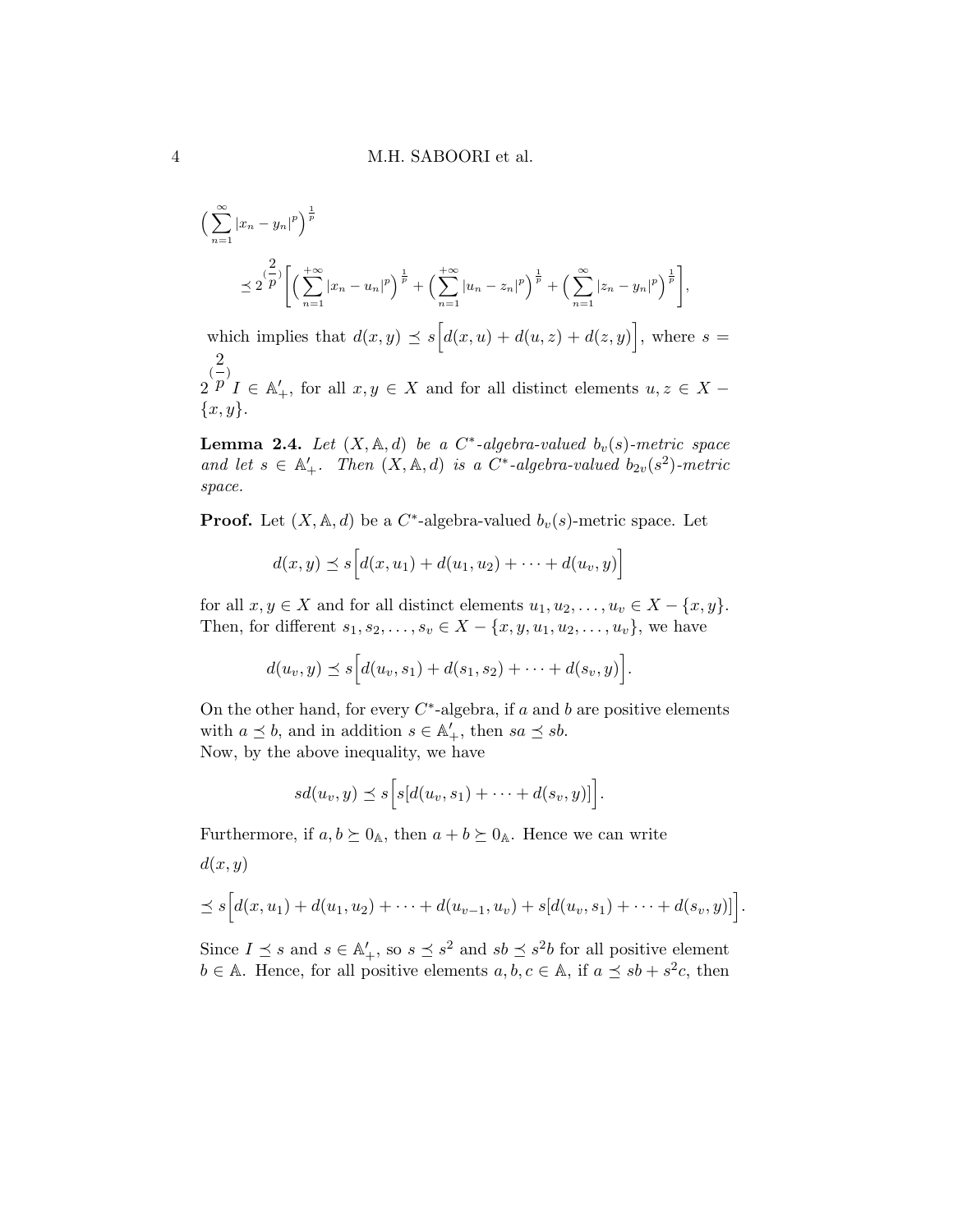$$\Big(\sum_{n=1}^{\infty}|x_n-y_n|^p\Big)^{\frac{1}{p}}$$

$$\preceq 2^{(\dfrac{2}{p})}\Bigg[\Big(\sum_{n=1}^{+\infty}|x_n-u_n|^p\Big)^{\frac{1}{p}}+\Big(\sum_{n=1}^{+\infty}|u_n-z_n|^p\Big)^{\frac{1}{p}}+\Big(\sum_{n=1}^{\infty}|z_n-y_n|^p\Big)^{\frac{1}{p}}\Bigg],$$

which implies that $d(x,y)\preceq s\Big[d(x,u)+d(u,z)+d(z,y)\Big]$, where $s=2^{(\dfrac{2}{p})}I\in\mathbb{A}'_+$, for all $x,y\in X$ and for all distinct elements $u,z\in X-\{x,y\}$.

**Lemma 2.4.** *Let $(X,\mathbb{A},d)$ be a $C^*$-algebra-valued $b_v(s)$-metric space and let $s\in\mathbb{A}'_+$. Then $(X,\mathbb{A},d)$ is a $C^*$-algebra-valued $b_{2v}(s^2)$-metric space.*

**Proof.** Let $(X,\mathbb{A},d)$ be a $C^*$-algebra-valued $b_v(s)$-metric space. Let

$$d(x,y)\preceq s\Big[d(x,u_1)+d(u_1,u_2)+\cdots+d(u_v,y)\Big]$$

for all $x,y\in X$ and for all distinct elements $u_1,u_2,\ldots,u_v\in X-\{x,y\}$. Then, for different $s_1,s_2,\ldots,s_v\in X-\{x,y,u_1,u_2,\ldots,u_v\}$, we have

$$d(u_v,y)\preceq s\Big[d(u_v,s_1)+d(s_1,s_2)+\cdots+d(s_v,y)\Big].$$

On the other hand, for every $C^*$-algebra, if $a$ and $b$ are positive elements with $a\preceq b$, and in addition $s\in\mathbb{A}'_+$, then $sa\preceq sb$.
Now, by the above inequality, we have

$$sd(u_v,y)\preceq s\Big[s[d(u_v,s_1)+\cdots+d(s_v,y)]\Big].$$

Furthermore, if $a,b\succeq 0_{\mathbb{A}}$, then $a+b\succeq 0_{\mathbb{A}}$. Hence we can write

$$d(x,y)$$

$$\preceq s\Big[d(x,u_1)+d(u_1,u_2)+\cdots+d(u_{v-1},u_v)+s[d(u_v,s_1)+\cdots+d(s_v,y)]\Big].$$

Since $I\preceq s$ and $s\in\mathbb{A}'_+$, so $s\preceq s^2$ and $sb\preceq s^2b$ for all positive element $b\in\mathbb{A}$. Hence, for all positive elements $a,b,c\in\mathbb{A}$, if $a\preceq sb+s^2c$, then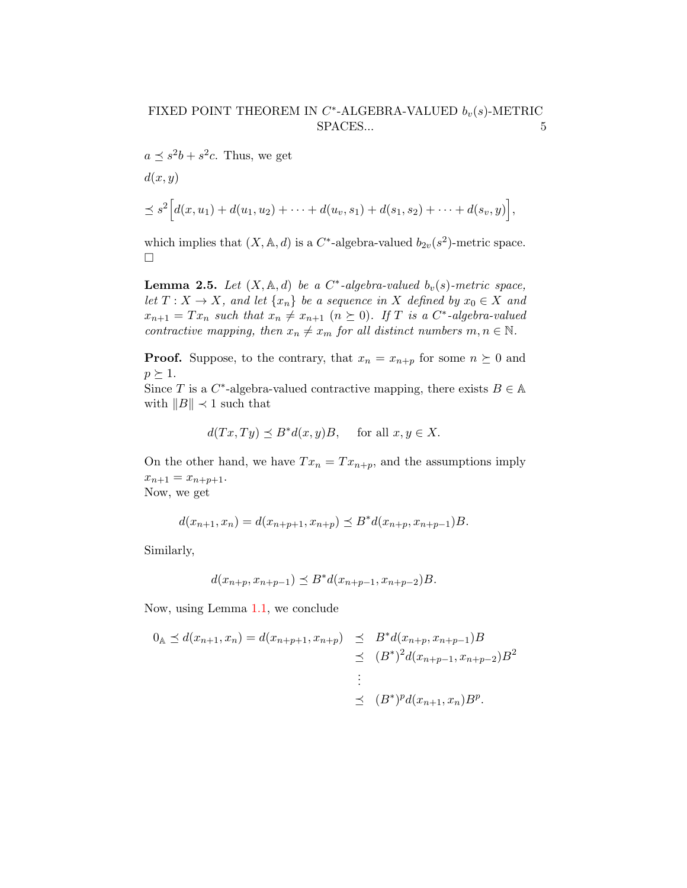$a \preceq s^2 b + s^2 c$. Thus, we get

$d(x, y)$

$$\preceq s^2\Big[d(x, u_1) + d(u_1, u_2) + \cdots + d(u_v, s_1) + d(s_1, s_2) + \cdots + d(s_v, y)\Big],$$

which implies that $(X, \mathbb{A}, d)$ is a $C^*$-algebra-valued $b_{2v}(s^2)$-metric space. □

**Lemma 2.5.** *Let $(X, \mathbb{A}, d)$ be a $C^*$-algebra-valued $b_v(s)$-metric space, let $T : X \to X$, and let $\{x_n\}$ be a sequence in $X$ defined by $x_0 \in X$ and $x_{n+1} = Tx_n$ such that $x_n \neq x_{n+1}$ $(n \succeq 0)$. If $T$ is a $C^*$-algebra-valued contractive mapping, then $x_n \neq x_m$ for all distinct numbers $m, n \in \mathbb{N}$.*

**Proof.** Suppose, to the contrary, that $x_n = x_{n+p}$ for some $n \succeq 0$ and $p \succeq 1$.
Since $T$ is a $C^*$-algebra-valued contractive mapping, there exists $B \in \mathbb{A}$ with $\|B\| \prec 1$ such that

$$d(Tx, Ty) \preceq B^* d(x, y) B, \quad \text{ for all } x, y \in X.$$

On the other hand, we have $Tx_n = Tx_{n+p}$, and the assumptions imply $x_{n+1} = x_{n+p+1}$.
Now, we get

$$d(x_{n+1}, x_n) = d(x_{n+p+1}, x_{n+p}) \preceq B^* d(x_{n+p}, x_{n+p-1}) B.$$

Similarly,

$$d(x_{n+p}, x_{n+p-1}) \preceq B^* d(x_{n+p-1}, x_{n+p-2}) B.$$

Now, using Lemma 1.1, we conclude

$$\begin{aligned} 0_{\mathbb{A}} \preceq d(x_{n+1}, x_n) = d(x_{n+p+1}, x_{n+p}) &\preceq B^* d(x_{n+p}, x_{n+p-1}) B \\ &\preceq (B^*)^2 d(x_{n+p-1}, x_{n+p-2}) B^2 \\ &\vdots \\ &\preceq (B^*)^p d(x_{n+1}, x_n) B^p. \end{aligned}$$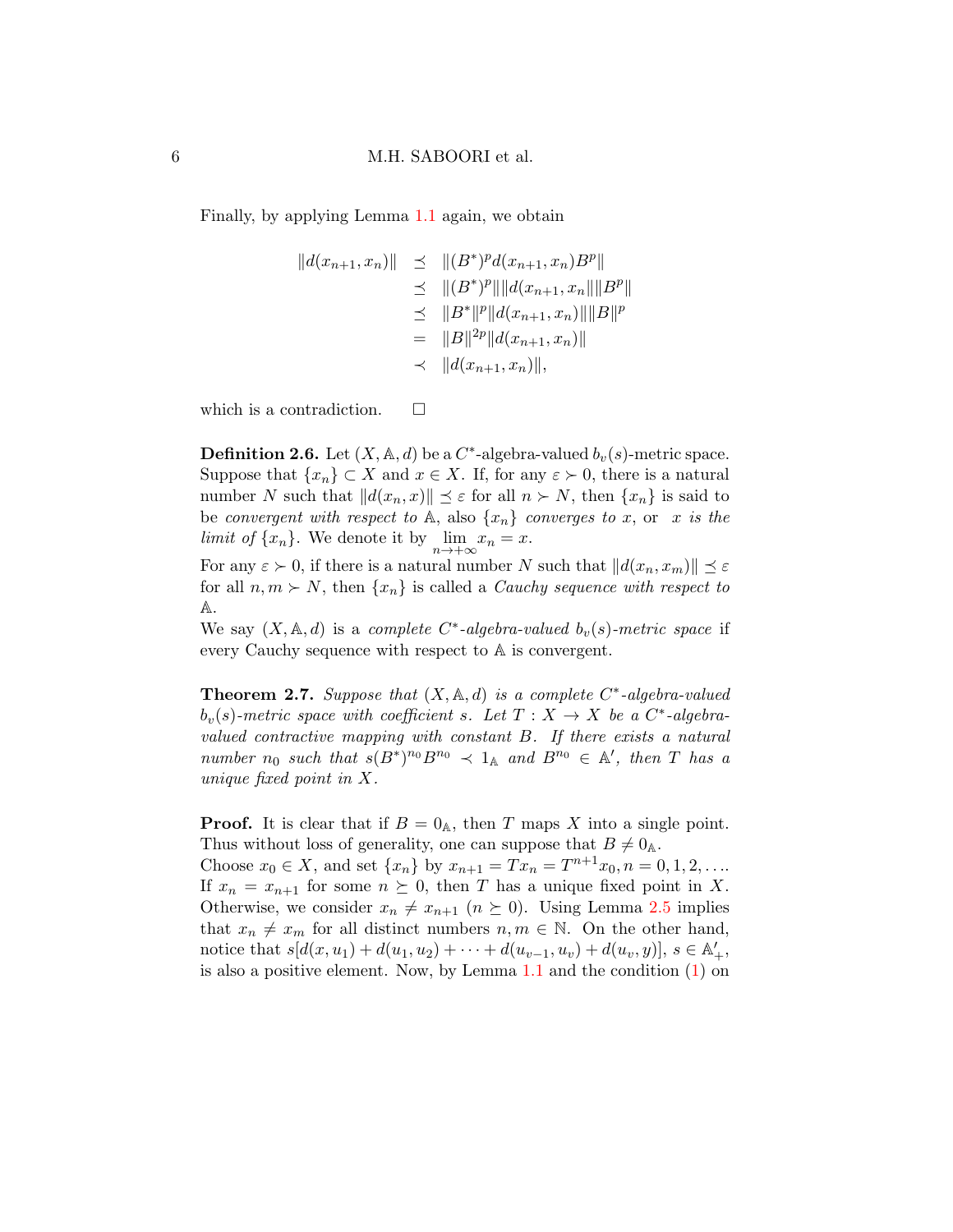Finally, by applying Lemma 1.1 again, we obtain

$$
\begin{aligned}
\|d(x_{n+1}, x_n)\| &\preceq \|(B^*)^p d(x_{n+1}, x_n) B^p\| \\
&\preceq \|(B^*)^p\| \|d(x_{n+1}, x_n\| \|B^p\| \\
&\preceq \|B^*\|^p \|d(x_{n+1}, x_n)\| \|B\|^p \\
&= \|B\|^{2p} \|d(x_{n+1}, x_n)\| \\
&\prec \|d(x_{n+1}, x_n)\|,
\end{aligned}
$$

which is a contradiction. $\square$

**Definition 2.6.** Let $(X, \mathbb{A}, d)$ be a $C^*$-algebra-valued $b_v(s)$-metric space. Suppose that $\{x_n\} \subset X$ and $x \in X$. If, for any $\varepsilon \succ 0$, there is a natural number $N$ such that $\|d(x_n, x)\| \preceq \varepsilon$ for all $n \succ N$, then $\{x_n\}$ is said to be *convergent with respect to* $\mathbb{A}$, also $\{x_n\}$ *converges to* $x$, or $x$ *is the limit of* $\{x_n\}$. We denote it by $\lim_{n \to +\infty} x_n = x$.
For any $\varepsilon \succ 0$, if there is a natural number $N$ such that $\|d(x_n, x_m)\| \preceq \varepsilon$ for all $n, m \succ N$, then $\{x_n\}$ is called a *Cauchy sequence with respect to* $\mathbb{A}$.
We say $(X, \mathbb{A}, d)$ is a *complete $C^*$-algebra-valued $b_v(s)$-metric space* if every Cauchy sequence with respect to $\mathbb{A}$ is convergent.

**Theorem 2.7.** *Suppose that $(X, \mathbb{A}, d)$ is a complete $C^*$-algebra-valued $b_v(s)$-metric space with coefficient $s$. Let $T : X \to X$ be a $C^*$-algebra-valued contractive mapping with constant $B$. If there exists a natural number $n_0$ such that $s(B^*)^{n_0} B^{n_0} \prec 1_{\mathbb{A}}$ and $B^{n_0} \in \mathbb{A}'$, then $T$ has a unique fixed point in $X$.*

**Proof.** It is clear that if $B = 0_{\mathbb{A}}$, then $T$ maps $X$ into a single point. Thus without loss of generality, one can suppose that $B \neq 0_{\mathbb{A}}$.
Choose $x_0 \in X$, and set $\{x_n\}$ by $x_{n+1} = Tx_n = T^{n+1}x_0, n = 0, 1, 2, \ldots$. If $x_n = x_{n+1}$ for some $n \succeq 0$, then $T$ has a unique fixed point in $X$. Otherwise, we consider $x_n \neq x_{n+1}$ $(n \succeq 0)$. Using Lemma 2.5 implies that $x_n \neq x_m$ for all distinct numbers $n, m \in \mathbb{N}$. On the other hand, notice that $s[d(x, u_1) + d(u_1, u_2) + \cdots + d(u_{v-1}, u_v) + d(u_v, y)]$, $s \in \mathbb{A}'_+$, is also a positive element. Now, by Lemma 1.1 and the condition (1) on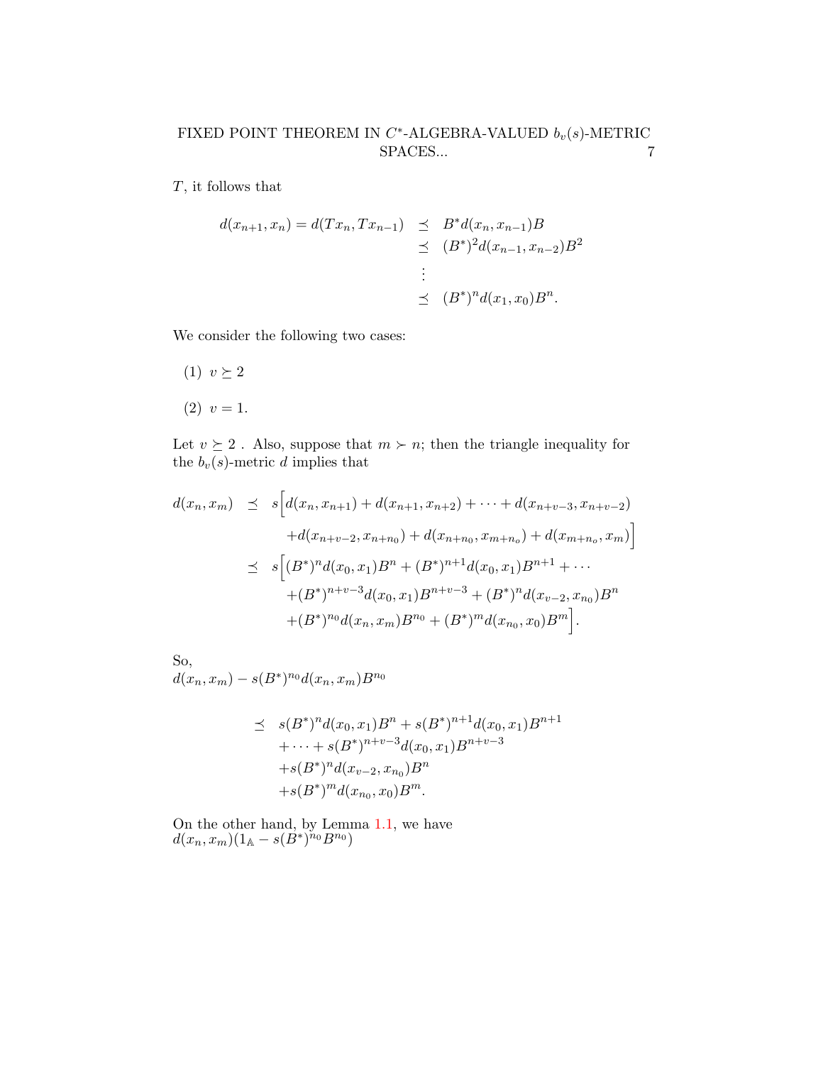$T$, it follows that

$$
\begin{aligned}
d(x_{n+1}, x_n) = d(Tx_n, Tx_{n-1}) &\preceq B^* d(x_n, x_{n-1}) B \\
&\preceq (B^*)^2 d(x_{n-1}, x_{n-2}) B^2 \\
&\vdots \\
&\preceq (B^*)^n d(x_1, x_0) B^n.
\end{aligned}
$$

We consider the following two cases:

(1) $v \succeq 2$

(2) $v = 1$.

Let $v \succeq 2$ . Also, suppose that $m \succ n$; then the triangle inequality for the $b_v(s)$-metric $d$ implies that

$$
\begin{aligned}
d(x_n, x_m) &\preceq s\Big[d(x_n, x_{n+1}) + d(x_{n+1}, x_{n+2}) + \cdots + d(x_{n+v-3}, x_{n+v-2}) \\
&\quad + d(x_{n+v-2}, x_{n+n_0}) + d(x_{n+n_0}, x_{m+n_o}) + d(x_{m+n_o}, x_m)\Big] \\
&\preceq s\Big[(B^*)^n d(x_0, x_1) B^n + (B^*)^{n+1} d(x_0, x_1) B^{n+1} + \cdots \\
&\quad + (B^*)^{n+v-3} d(x_0, x_1) B^{n+v-3} + (B^*)^n d(x_{v-2}, x_{n_0}) B^n \\
&\quad + (B^*)^{n_0} d(x_n, x_m) B^{n_0} + (B^*)^m d(x_{n_0}, x_0) B^m\Big].
\end{aligned}
$$

So,
$d(x_n, x_m) - s(B^*)^{n_0} d(x_n, x_m) B^{n_0}$

$$
\begin{aligned}
&\preceq s(B^*)^n d(x_0, x_1) B^n + s(B^*)^{n+1} d(x_0, x_1) B^{n+1} \\
&\quad + \cdots + s(B^*)^{n+v-3} d(x_0, x_1) B^{n+v-3} \\
&\quad + s(B^*)^n d(x_{v-2}, x_{n_0}) B^n \\
&\quad + s(B^*)^m d(x_{n_0}, x_0) B^m.
\end{aligned}
$$

On the other hand, by Lemma 1.1, we have
$d(x_n, x_m)(1_{\mathbb{A}} - s(B^*)^{n_0} B^{n_0})$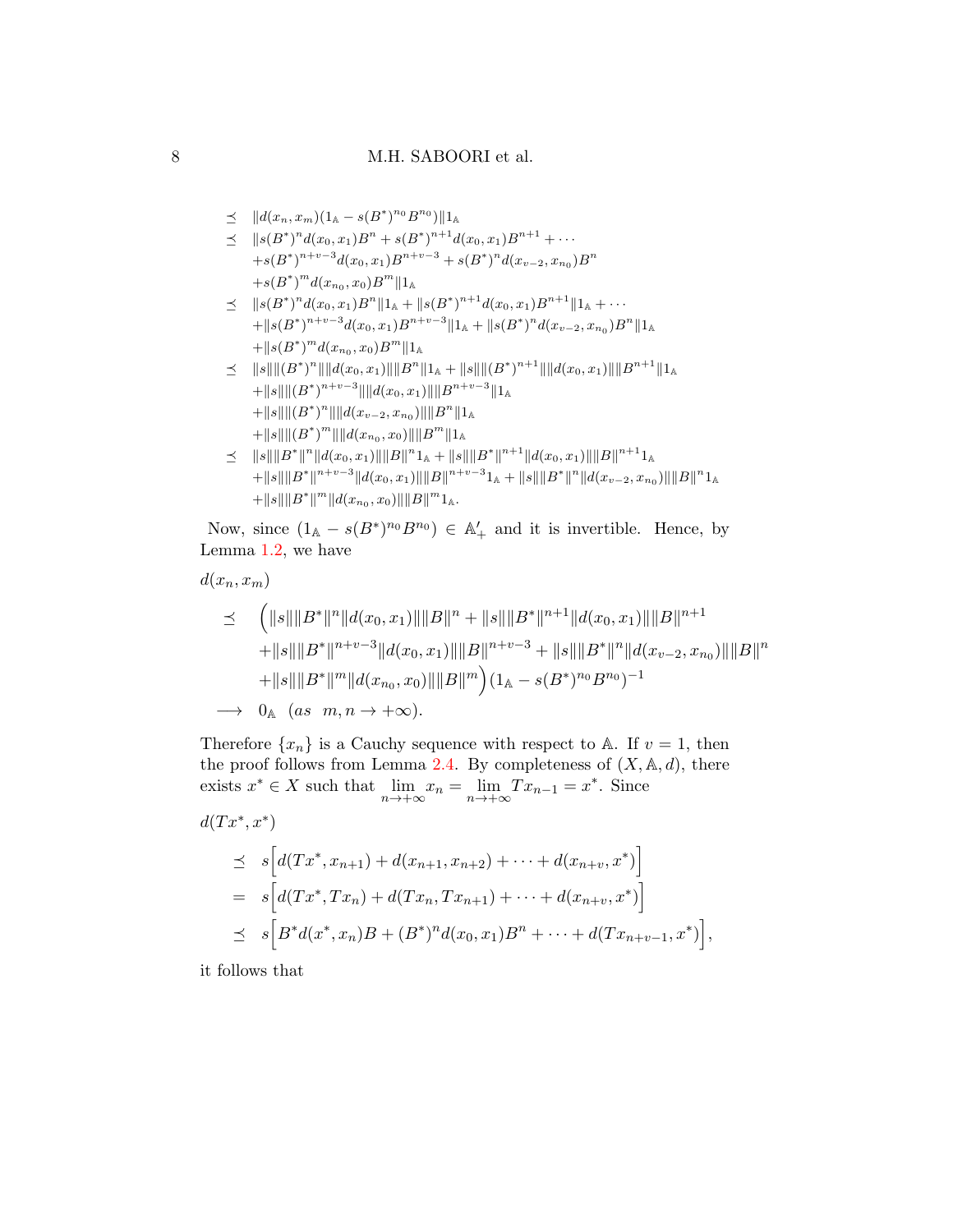$$
\begin{aligned}
&\preceq \quad \|d(x_n,x_m)(1_{\mathbb{A}} - s(B^*)^{n_0}B^{n_0})\|1_{\mathbb{A}} \\
&\preceq \quad \|s(B^*)^n d(x_0,x_1)B^n + s(B^*)^{n+1}d(x_0,x_1)B^{n+1} + \cdots \\
&\qquad + s(B^*)^{n+v-3}d(x_0,x_1)B^{n+v-3} + s(B^*)^n d(x_{v-2},x_{n_0})B^n \\
&\qquad + s(B^*)^m d(x_{n_0},x_0)B^m\|1_{\mathbb{A}} \\
&\preceq \quad \|s(B^*)^n d(x_0,x_1)B^n\|1_{\mathbb{A}} + \|s(B^*)^{n+1}d(x_0,x_1)B^{n+1}\|1_{\mathbb{A}} + \cdots \\
&\qquad + \|s(B^*)^{n+v-3}d(x_0,x_1)B^{n+v-3}\|1_{\mathbb{A}} + \|s(B^*)^n d(x_{v-2},x_{n_0})B^n\|1_{\mathbb{A}} \\
&\qquad + \|s(B^*)^m d(x_{n_0},x_0)B^m\|1_{\mathbb{A}} \\
&\preceq \quad \|s\|\|(B^*)^n\|\|d(x_0,x_1)\|\|B^n\|1_{\mathbb{A}} + \|s\|\|(B^*)^{n+1}\|\|d(x_0,x_1)\|\|B^{n+1}\|1_{\mathbb{A}} \\
&\qquad + \|s\|\|(B^*)^{n+v-3}\|\|d(x_0,x_1)\|\|B^{n+v-3}\|1_{\mathbb{A}} \\
&\qquad + \|s\|\|(B^*)^n\|\|d(x_{v-2},x_{n_0})\|\|B^n\|1_{\mathbb{A}} \\
&\qquad + \|s\|\|(B^*)^m\|\|d(x_{n_0},x_0)\|\|B^m\|1_{\mathbb{A}} \\
&\preceq \quad \|s\|\|B^*\|^n\|d(x_0,x_1)\|\|B\|^n 1_{\mathbb{A}} + \|s\|\|B^*\|^{n+1}\|d(x_0,x_1)\|\|B\|^{n+1}1_{\mathbb{A}} \\
&\qquad + \|s\|\|B^*\|^{n+v-3}\|d(x_0,x_1)\|\|B\|^{n+v-3}1_{\mathbb{A}} + \|s\|\|B^*\|^n\|d(x_{v-2},x_{n_0})\|\|B\|^n 1_{\mathbb{A}} \\
&\qquad + \|s\|\|B^*\|^m\|d(x_{n_0},x_0)\|\|B\|^m 1_{\mathbb{A}}.
\end{aligned}
$$

Now, since $(1_{\mathbb{A}} - s(B^*)^{n_0}B^{n_0}) \in \mathbb{A}'_+$ and it is invertible. Hence, by Lemma 1.2, we have

$$
\begin{aligned}
&d(x_n,x_m) \\
&\preceq \quad \Big(\|s\|\|B^*\|^n\|d(x_0,x_1)\|\|B\|^n + \|s\|\|B^*\|^{n+1}\|d(x_0,x_1)\|\|B\|^{n+1} \\
&\qquad + \|s\|\|B^*\|^{n+v-3}\|d(x_0,x_1)\|\|B\|^{n+v-3} + \|s\|\|B^*\|^n\|d(x_{v-2},x_{n_0})\|\|B\|^n \\
&\qquad + \|s\|\|B^*\|^m\|d(x_{n_0},x_0)\|\|B\|^m\Big)(1_{\mathbb{A}} - s(B^*)^{n_0}B^{n_0})^{-1} \\
&\longrightarrow \quad 0_{\mathbb{A}} \quad (as \quad m,n \to +\infty).
\end{aligned}
$$

Therefore $\{x_n\}$ is a Cauchy sequence with respect to $\mathbb{A}$. If $v = 1$, then the proof follows from Lemma 2.4. By completeness of $(X, \mathbb{A}, d)$, there exists $x^* \in X$ such that $\lim_{n\to+\infty} x_n = \lim_{n\to+\infty} Tx_{n-1} = x^*$. Since

$$
\begin{aligned}
&d(Tx^*,x^*) \\
&\preceq \quad s\Big[d(Tx^*,x_{n+1}) + d(x_{n+1},x_{n+2}) + \cdots + d(x_{n+v},x^*)\Big] \\
&= \quad s\Big[d(Tx^*,Tx_n) + d(Tx_n,Tx_{n+1}) + \cdots + d(x_{n+v},x^*)\Big] \\
&\preceq \quad s\Big[B^*d(x^*,x_n)B + (B^*)^n d(x_0,x_1)B^n + \cdots + d(Tx_{n+v-1},x^*)\Big],
\end{aligned}
$$

it follows that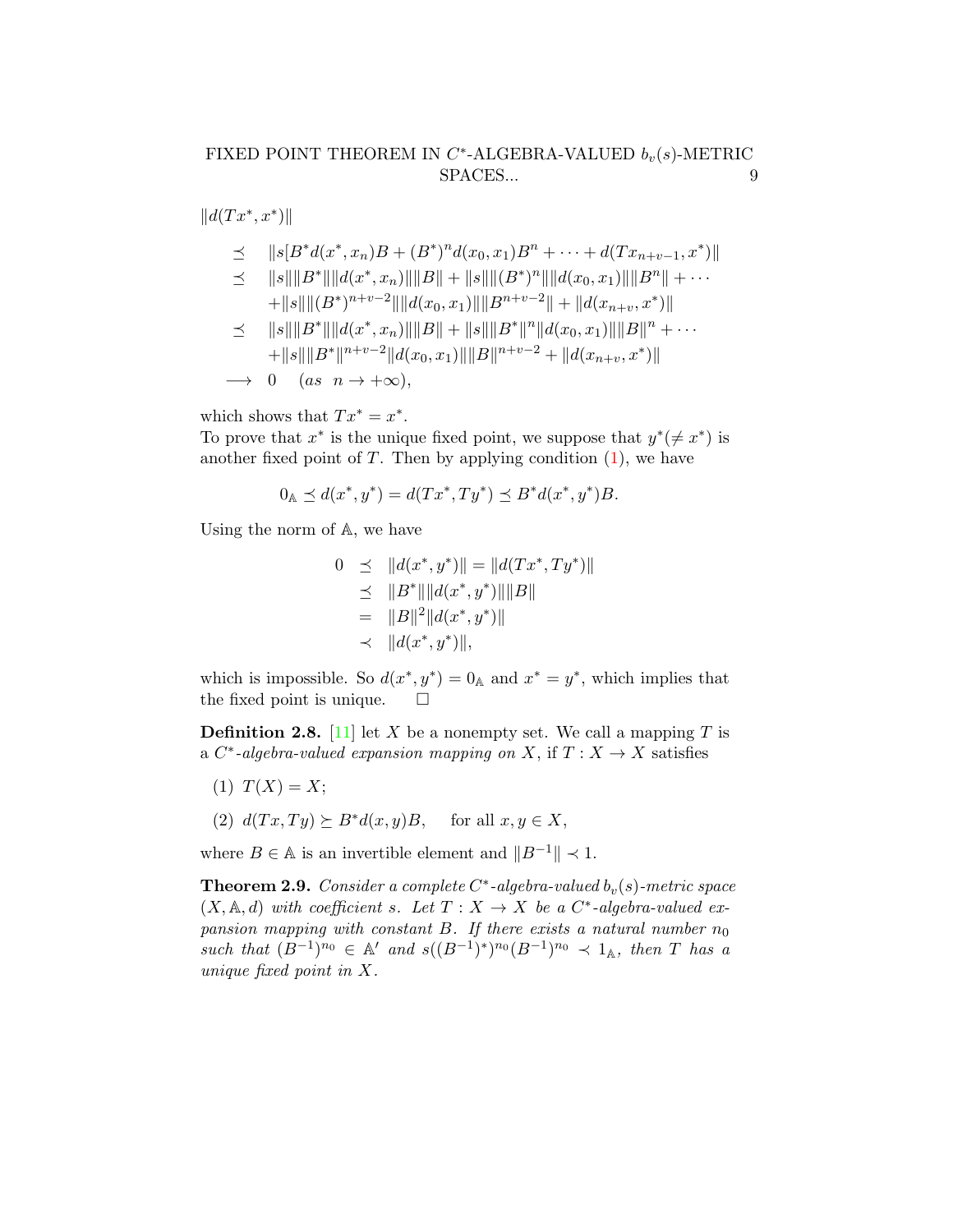$\|d(Tx^*, x^*)\|$

$$
\begin{aligned}
&\preceq \quad \|s[B^*d(x^*, x_n)B + (B^*)^n d(x_0, x_1)B^n + \cdots + d(Tx_{n+v-1}, x^*)\| \\
&\preceq \quad \|s\|\|B^*\|\|d(x^*, x_n)\|\|B\| + \|s\|\|(B^*)^n\|\|d(x_0, x_1)\|\|B^n\| + \cdots \\
&\quad\quad + \|s\|\|(B^*)^{n+v-2}\|\|d(x_0, x_1)\|\|B^{n+v-2}\| + \|d(x_{n+v}, x^*)\| \\
&\preceq \quad \|s\|\|B^*\|\|d(x^*, x_n)\|\|B\| + \|s\|\|B^*\|^n\|d(x_0, x_1)\|\|B\|^n + \cdots \\
&\quad\quad + \|s\|\|B^*\|^{n+v-2}\|d(x_0, x_1)\|\|B\|^{n+v-2} + \|d(x_{n+v}, x^*)\| \\
&\longrightarrow \quad 0 \quad (as \ \ n \to +\infty),
\end{aligned}
$$

which shows that $Tx^* = x^*$.
To prove that $x^*$ is the unique fixed point, we suppose that $y^*(\neq x^*)$ is another fixed point of $T$. Then by applying condition (1), we have

$$0_{\mathbb{A}} \preceq d(x^*, y^*) = d(Tx^*, Ty^*) \preceq B^*d(x^*, y^*)B.$$

Using the norm of $\mathbb{A}$, we have

$$
\begin{aligned}
0 &\preceq \|d(x^*, y^*)\| = \|d(Tx^*, Ty^*)\| \\
&\preceq \|B^*\|\|d(x^*, y^*)\|\|B\| \\
&= \|B\|^2\|d(x^*, y^*)\| \\
&\prec \|d(x^*, y^*)\|,
\end{aligned}
$$

which is impossible. So $d(x^*, y^*) = 0_{\mathbb{A}}$ and $x^* = y^*$, which implies that the fixed point is unique. $\square$

**Definition 2.8.** [11] let $X$ be a nonempty set. We call a mapping $T$ is a *$C^*$-algebra-valued expansion mapping on* $X$, if $T : X \to X$ satisfies

(1) $T(X) = X$;

(2) $d(Tx, Ty) \succeq B^*d(x, y)B, \quad$ for all $x, y \in X$,

where $B \in \mathbb{A}$ is an invertible element and $\|B^{-1}\| \prec 1$.

**Theorem 2.9.** *Consider a complete $C^*$-algebra-valued $b_v(s)$-metric space $(X, \mathbb{A}, d)$ with coefficient $s$. Let $T : X \to X$ be a $C^*$-algebra-valued expansion mapping with constant $B$. If there exists a natural number $n_0$ such that $(B^{-1})^{n_0} \in \mathbb{A}'$ and $s((B^{-1})^*)^{n_0}(B^{-1})^{n_0} \prec 1_{\mathbb{A}}$, then $T$ has a unique fixed point in $X$.*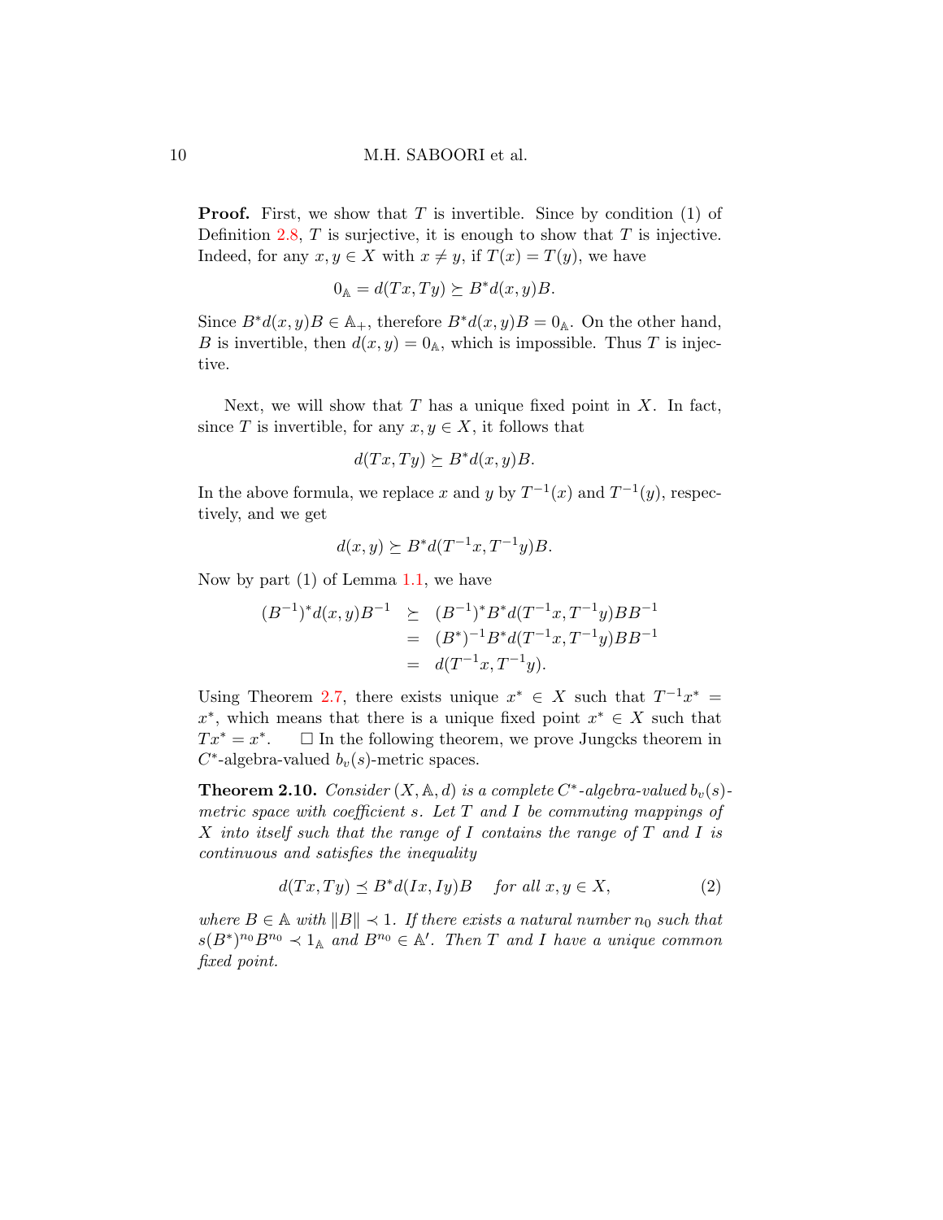**Proof.** First, we show that $T$ is invertible. Since by condition (1) of Definition 2.8, $T$ is surjective, it is enough to show that $T$ is injective. Indeed, for any $x, y \in X$ with $x \neq y$, if $T(x) = T(y)$, we have

$$0_{\mathbb{A}} = d(Tx, Ty) \succeq B^* d(x, y) B.$$

Since $B^* d(x, y) B \in \mathbb{A}_+$, therefore $B^* d(x, y) B = 0_{\mathbb{A}}$. On the other hand, $B$ is invertible, then $d(x, y) = 0_{\mathbb{A}}$, which is impossible. Thus $T$ is injective.

Next, we will show that $T$ has a unique fixed point in $X$. In fact, since $T$ is invertible, for any $x, y \in X$, it follows that

$$d(Tx, Ty) \succeq B^* d(x, y) B.$$

In the above formula, we replace $x$ and $y$ by $T^{-1}(x)$ and $T^{-1}(y)$, respectively, and we get

$$d(x, y) \succeq B^* d(T^{-1}x, T^{-1}y) B.$$

Now by part (1) of Lemma 1.1, we have

$$\begin{aligned}
(B^{-1})^* d(x, y) B^{-1} &\succeq (B^{-1})^* B^* d(T^{-1}x, T^{-1}y) B B^{-1} \\
&= (B^*)^{-1} B^* d(T^{-1}x, T^{-1}y) B B^{-1} \\
&= d(T^{-1}x, T^{-1}y).
\end{aligned}$$

Using Theorem 2.7, there exists unique $x^* \in X$ such that $T^{-1}x^* = x^*$, which means that there is a unique fixed point $x^* \in X$ such that $Tx^* = x^*$. □ In the following theorem, we prove Jungcks theorem in $C^*$-algebra-valued $b_v(s)$-metric spaces.

**Theorem 2.10.** *Consider $(X, \mathbb{A}, d)$ is a complete $C^*$-algebra-valued $b_v(s)$-metric space with coefficient $s$. Let $T$ and $I$ be commuting mappings of $X$ into itself such that the range of $I$ contains the range of $T$ and $I$ is continuous and satisfies the inequality*

$$d(Tx, Ty) \preceq B^* d(Ix, Iy) B \quad \text{for all } x, y \in X, \tag{2}$$

*where $B \in \mathbb{A}$ with $\|B\| \prec 1$. If there exists a natural number $n_0$ such that $s(B^*)^{n_0} B^{n_0} \prec 1_{\mathbb{A}}$ and $B^{n_0} \in \mathbb{A}'$. Then $T$ and $I$ have a unique common fixed point.*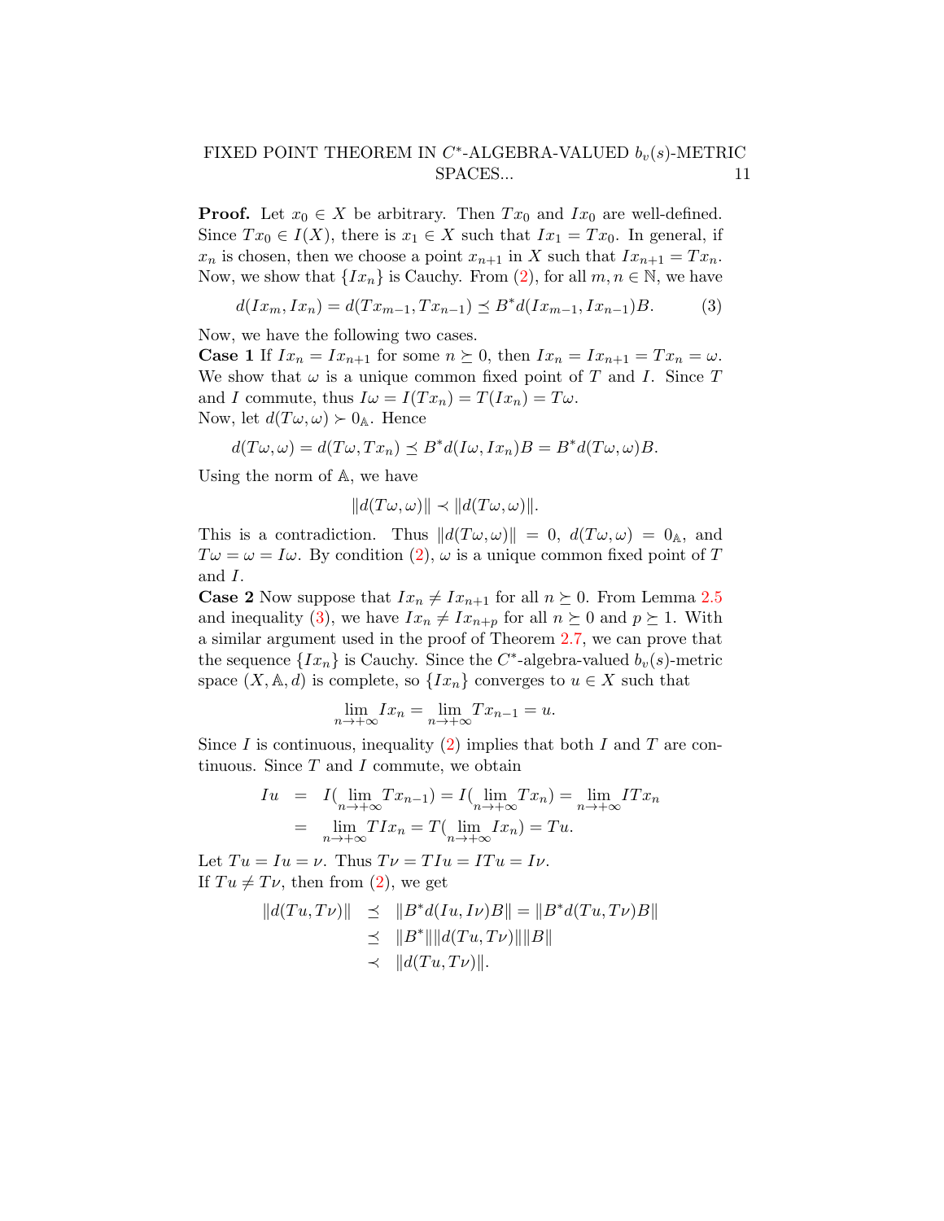**Proof.** Let $x_0 \in X$ be arbitrary. Then $Tx_0$ and $Ix_0$ are well-defined. Since $Tx_0 \in I(X)$, there is $x_1 \in X$ such that $Ix_1 = Tx_0$. In general, if $x_n$ is chosen, then we choose a point $x_{n+1}$ in $X$ such that $Ix_{n+1} = Tx_n$. Now, we show that $\{Ix_n\}$ is Cauchy. From (2), for all $m, n \in \mathbb{N}$, we have

$$d(Ix_m, Ix_n) = d(Tx_{m-1}, Tx_{n-1}) \preceq B^* d(Ix_{m-1}, Ix_{n-1})B. \tag{3}$$

Now, we have the following two cases.

**Case 1** If $Ix_n = Ix_{n+1}$ for some $n \succeq 0$, then $Ix_n = Ix_{n+1} = Tx_n = \omega$. We show that $\omega$ is a unique common fixed point of $T$ and $I$. Since $T$ and $I$ commute, thus $I\omega = I(Tx_n) = T(Ix_n) = T\omega$.
Now, let $d(T\omega, \omega) \succ 0_{\mathbb{A}}$. Hence

$$d(T\omega, \omega) = d(T\omega, Tx_n) \preceq B^* d(I\omega, Ix_n)B = B^* d(T\omega, \omega)B.$$

Using the norm of $\mathbb{A}$, we have

$$\|d(T\omega, \omega)\| \prec \|d(T\omega, \omega)\|.$$

This is a contradiction. Thus $\|d(T\omega, \omega)\| = 0$, $d(T\omega, \omega) = 0_{\mathbb{A}}$, and $T\omega = \omega = I\omega$. By condition (2), $\omega$ is a unique common fixed point of $T$ and $I$.

**Case 2** Now suppose that $Ix_n \neq Ix_{n+1}$ for all $n \succeq 0$. From Lemma 2.5 and inequality (3), we have $Ix_n \neq Ix_{n+p}$ for all $n \succeq 0$ and $p \succeq 1$. With a similar argument used in the proof of Theorem 2.7, we can prove that the sequence $\{Ix_n\}$ is Cauchy. Since the $C^*$-algebra-valued $b_v(s)$-metric space $(X, \mathbb{A}, d)$ is complete, so $\{Ix_n\}$ converges to $u \in X$ such that

$$\lim_{n\to+\infty} Ix_n = \lim_{n\to+\infty} Tx_{n-1} = u.$$

Since $I$ is continuous, inequality (2) implies that both $I$ and $T$ are continuous. Since $T$ and $I$ commute, we obtain

$$\begin{aligned} Iu &= I(\lim_{n\to+\infty} Tx_{n-1}) = I(\lim_{n\to+\infty} Tx_n) = \lim_{n\to+\infty} ITx_n \\ &= \lim_{n\to+\infty} TIx_n = T(\lim_{n\to+\infty} Ix_n) = Tu. \end{aligned}$$

Let $Tu = Iu = \nu$. Thus $T\nu = TIu = ITu = I\nu$.
If $Tu \neq T\nu$, then from (2), we get

$$\begin{aligned} \|d(Tu, T\nu)\| &\preceq \|B^* d(Iu, I\nu)B\| = \|B^* d(Tu, T\nu)B\| \\ &\preceq \|B^*\| \|d(Tu, T\nu)\| \|B\| \\ &\prec \|d(Tu, T\nu)\|. \end{aligned}$$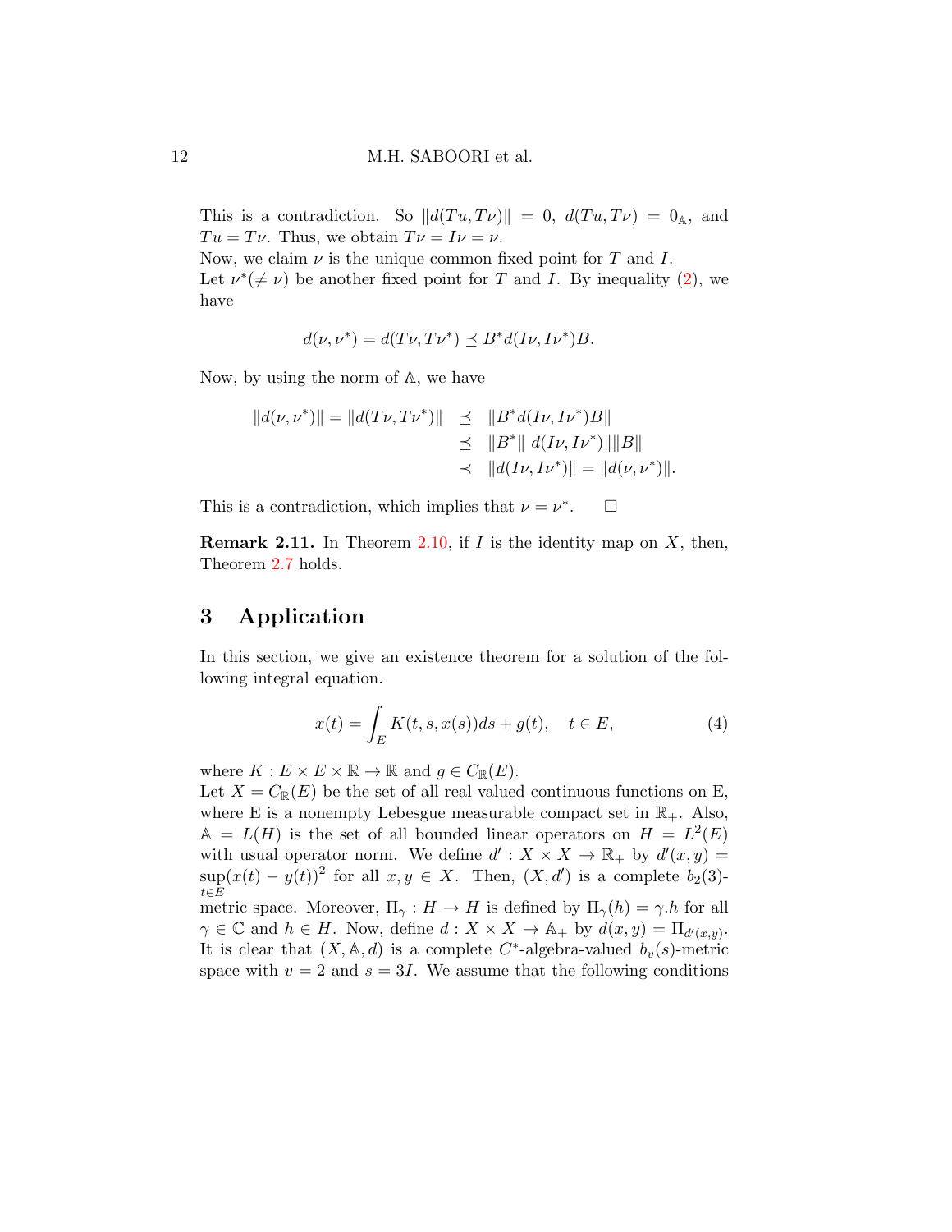This is a contradiction. So $\|d(Tu, T\nu)\| = 0$, $d(Tu, T\nu) = 0_{\mathbb{A}}$, and $Tu = T\nu$. Thus, we obtain $T\nu = I\nu = \nu$.
Now, we claim $\nu$ is the unique common fixed point for $T$ and $I$.
Let $\nu^*(\neq \nu)$ be another fixed point for $T$ and $I$. By inequality (2), we have

$$d(\nu, \nu^*) = d(T\nu, T\nu^*) \preceq B^* d(I\nu, I\nu^*) B.$$

Now, by using the norm of $\mathbb{A}$, we have

$$\begin{aligned}
\|d(\nu, \nu^*)\| = \|d(T\nu, T\nu^*)\| &\preceq \|B^* d(I\nu, I\nu^*) B\| \\
&\preceq \|B^*\| \ d(I\nu, I\nu^*)\|\|B\| \\
&\prec \|d(I\nu, I\nu^*)\| = \|d(\nu, \nu^*)\|.
\end{aligned}$$

This is a contradiction, which implies that $\nu = \nu^*$. □

**Remark 2.11.** In Theorem 2.10, if $I$ is the identity map on $X$, then, Theorem 2.7 holds.

## 3 Application

In this section, we give an existence theorem for a solution of the following integral equation.

$$x(t) = \int_E K(t, s, x(s)) ds + g(t), \quad t \in E, \tag{4}$$

where $K : E \times E \times \mathbb{R} \to \mathbb{R}$ and $g \in C_{\mathbb{R}}(E)$.
Let $X = C_{\mathbb{R}}(E)$ be the set of all real valued continuous functions on E, where E is a nonempty Lebesgue measurable compact set in $\mathbb{R}_+$. Also, $\mathbb{A} = L(H)$ is the set of all bounded linear operators on $H = L^2(E)$ with usual operator norm. We define $d' : X \times X \to \mathbb{R}_+$ by $d'(x, y) = \sup_{t \in E}(x(t) - y(t))^2$ for all $x, y \in X$. Then, $(X, d')$ is a complete $b_2(3)$-metric space. Moreover, $\Pi_\gamma : H \to H$ is defined by $\Pi_\gamma(h) = \gamma.h$ for all $\gamma \in \mathbb{C}$ and $h \in H$. Now, define $d : X \times X \to \mathbb{A}_+$ by $d(x, y) = \Pi_{d'(x,y)}$. It is clear that $(X, \mathbb{A}, d)$ is a complete $C^*$-algebra-valued $b_v(s)$-metric space with $v = 2$ and $s = 3I$. We assume that the following conditions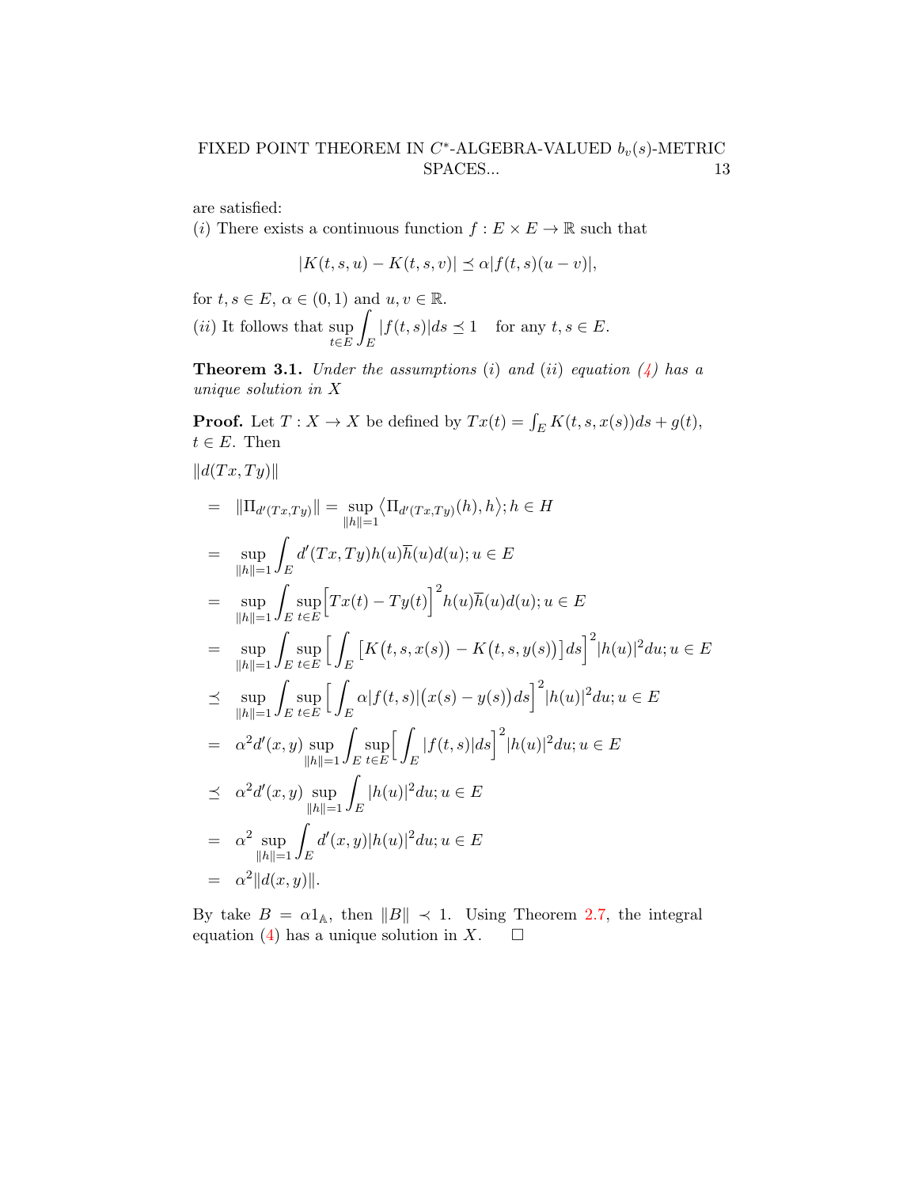are satisfied:
$(i)$ There exists a continuous function $f : E \times E \to \mathbb{R}$ such that

$$|K(t, s, u) - K(t, s, v)| \preceq \alpha |f(t, s)(u - v)|,$$

for $t, s \in E$, $\alpha \in (0, 1)$ and $u, v \in \mathbb{R}$.
$(ii)$ It follows that $\sup_{t \in E} \int_E |f(t, s)| ds \preceq 1 \quad$ for any $t, s \in E$.

**Theorem 3.1.** *Under the assumptions* $(i)$ *and* $(ii)$ *equation (4) has a unique solution in* $X$

**Proof.** Let $T : X \to X$ be defined by $Tx(t) = \int_E K(t, s, x(s)) ds + g(t)$, $t \in E$. Then

$$
\begin{aligned}
&\|d(Tx, Ty)\| \\
&= \|\Pi_{d'(Tx,Ty)}\| = \sup_{\|h\|=1} \langle \Pi_{d'(Tx,Ty)}(h), h \rangle; h \in H \\
&= \sup_{\|h\|=1} \int_E d'(Tx, Ty) h(u) \overline{h}(u) d(u); u \in E \\
&= \sup_{\|h\|=1} \int_E \sup_{t \in E} \Big[ Tx(t) - Ty(t) \Big]^2 h(u) \overline{h}(u) d(u); u \in E \\
&= \sup_{\|h\|=1} \int_E \sup_{t \in E} \Big[ \int_E \big[ K\big(t, s, x(s)\big) - K\big(t, s, y(s)\big) \big] ds \Big]^2 |h(u)|^2 du; u \in E \\
&\preceq \sup_{\|h\|=1} \int_E \sup_{t \in E} \Big[ \int_E \alpha |f(t, s)| \big(x(s) - y(s)\big) ds \Big]^2 |h(u)|^2 du; u \in E \\
&= \alpha^2 d'(x, y) \sup_{\|h\|=1} \int_E \sup_{t \in E} \Big[ \int_E |f(t, s)| ds \Big]^2 |h(u)|^2 du; u \in E \\
&\preceq \alpha^2 d'(x, y) \sup_{\|h\|=1} \int_E |h(u)|^2 du; u \in E \\
&= \alpha^2 \sup_{\|h\|=1} \int_E d'(x, y) |h(u)|^2 du; u \in E \\
&= \alpha^2 \|d(x, y)\|.
\end{aligned}
$$

By take $B = \alpha 1_{\mathbb{A}}$, then $\|B\| \prec 1$. Using Theorem 2.7, the integral equation (4) has a unique solution in $X$. $\square$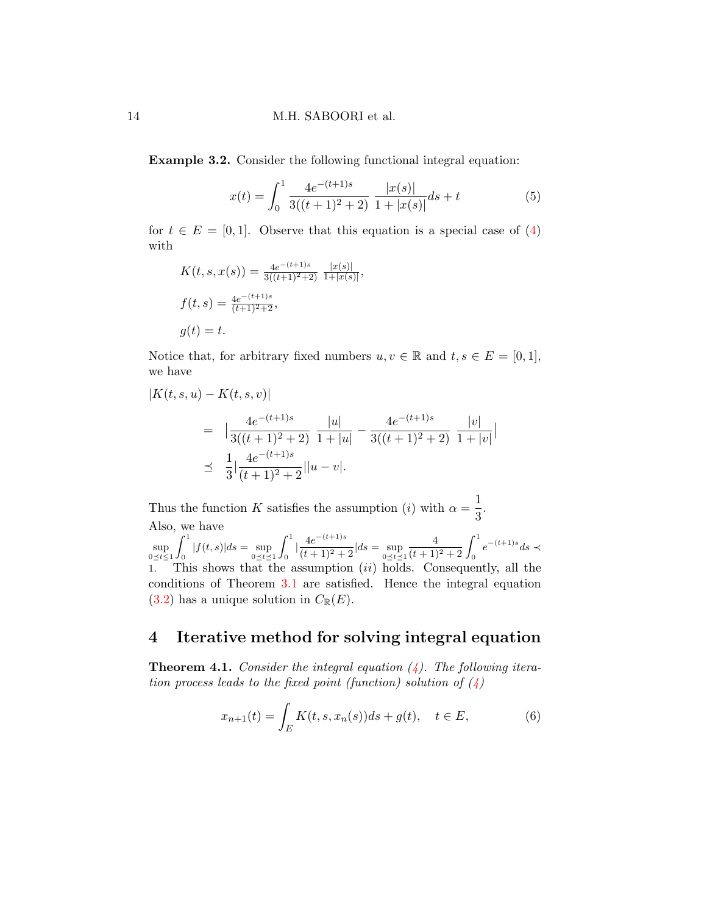**Example 3.2.** Consider the following functional integral equation:

$$x(t) = \int_0^1 \frac{4e^{-(t+1)s}}{3((t+1)^2+2)} \frac{|x(s)|}{1+|x(s)|} ds + t \tag{5}$$

for $t \in E = [0, 1]$. Observe that this equation is a special case of (4) with

$K(t, s, x(s)) = \frac{4e^{-(t+1)s}}{3((t+1)^2+2)} \frac{|x(s)|}{1+|x(s)|}$,

$f(t, s) = \frac{4e^{-(t+1)s}}{(t+1)^2+2}$,

$g(t) = t$.

Notice that, for arbitrary fixed numbers $u, v \in \mathbb{R}$ and $t, s \in E = [0, 1]$, we have

$$\begin{aligned}
&|K(t, s, u) - K(t, s, v)| \\
&\quad = |\frac{4e^{-(t+1)s}}{3((t+1)^2+2)} \frac{|u|}{1+|u|} - \frac{4e^{-(t+1)s}}{3((t+1)^2+2)} \frac{|v|}{1+|v|}| \\
&\quad \preceq \frac{1}{3}|\frac{4e^{-(t+1)s}}{(t+1)^2+2}||u - v|.
\end{aligned}$$

Thus the function $K$ satisfies the assumption $(i)$ with $\alpha = \frac{1}{3}$.
Also, we have
$\sup_{0 \preceq t \preceq 1} \int_0^1 |f(t, s)| ds = \sup_{0 \preceq t \preceq 1} \int_0^1 |\frac{4e^{-(t+1)s}}{(t+1)^2+2}| ds = \sup_{0 \preceq t \preceq 1} \frac{4}{(t+1)^2+2} \int_0^1 e^{-(t+1)s} ds \prec 1.$ This shows that the assumption $(ii)$ holds. Consequently, all the conditions of Theorem 3.1 are satisfied. Hence the integral equation (3.2) has a unique solution in $C_{\mathbb{R}}(E)$.

## 4 Iterative method for solving integral equation

**Theorem 4.1.** *Consider the integral equation (4). The following iteration process leads to the fixed point (function) solution of (4)*

$$x_{n+1}(t) = \int_E K(t, s, x_n(s)) ds + g(t), \quad t \in E, \tag{6}$$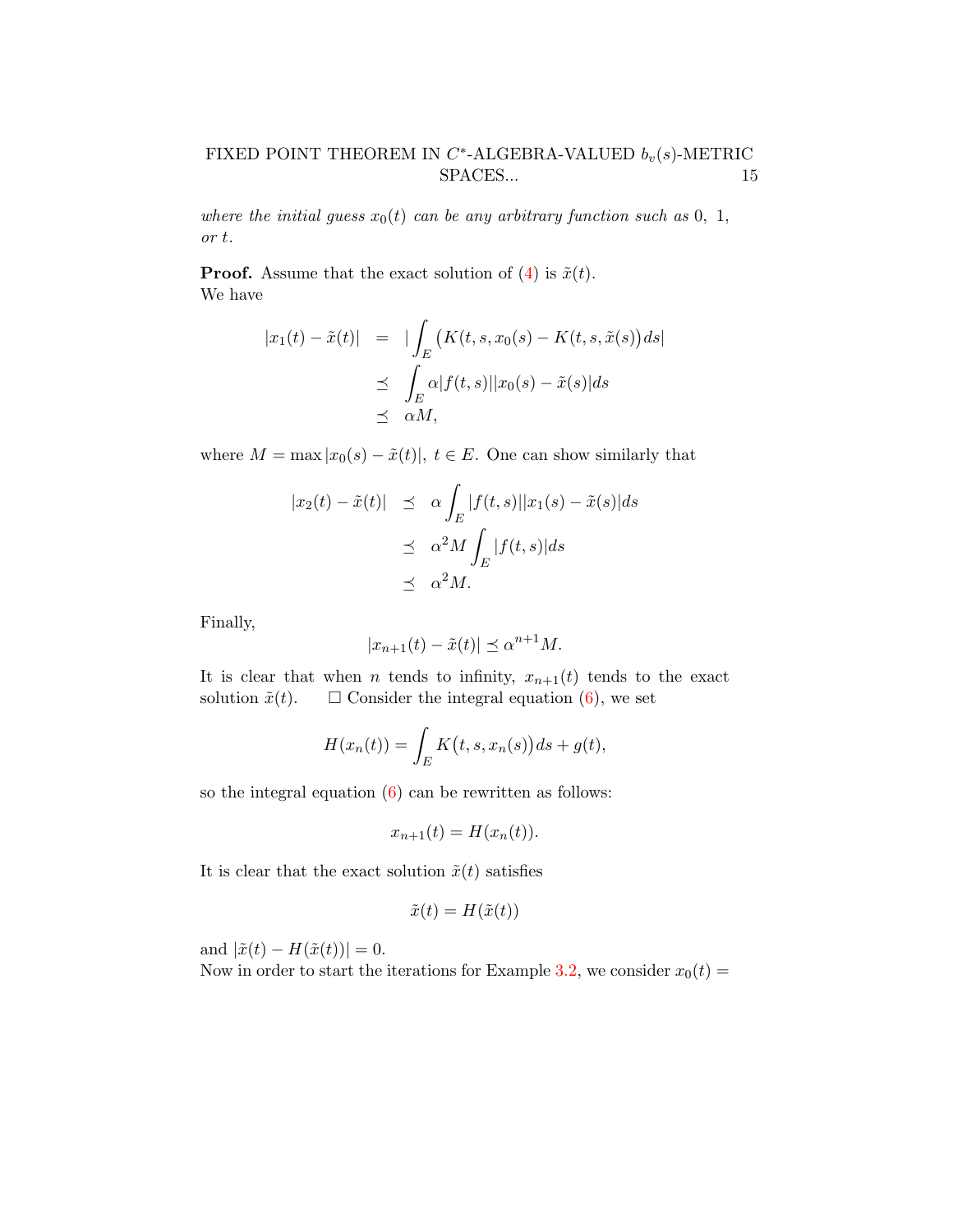*where the initial guess $x_0(t)$ can be any arbitrary function such as* $0,\ 1,$ *or* $t$.

**Proof.** Assume that the exact solution of (4) is $\tilde{x}(t)$.
We have

$$
\begin{aligned}
|x_1(t) - \tilde{x}(t)| &= |\int_E \big(K(t,s,x_0(s) - K(t,s,\tilde{x}(s)\big)ds| \\
&\preceq \int_E \alpha |f(t,s)||x_0(s) - \tilde{x}(s)|ds \\
&\preceq \alpha M,
\end{aligned}
$$

where $M = \max|x_0(s) - \tilde{x}(t)|,\ t \in E$. One can show similarly that

$$
\begin{aligned}
|x_2(t) - \tilde{x}(t)| &\preceq \alpha \int_E |f(t,s)||x_1(s) - \tilde{x}(s)|ds \\
&\preceq \alpha^2 M \int_E |f(t,s)|ds \\
&\preceq \alpha^2 M.
\end{aligned}
$$

Finally,

$$
|x_{n+1}(t) - \tilde{x}(t)| \preceq \alpha^{n+1} M.
$$

It is clear that when $n$ tends to infinity, $x_{n+1}(t)$ tends to the exact solution $\tilde{x}(t)$. $\square$ Consider the integral equation (6), we set

$$
H(x_n(t)) = \int_E K\big(t,s,x_n(s)\big)ds + g(t),
$$

so the integral equation (6) can be rewritten as follows:

$$
x_{n+1}(t) = H(x_n(t)).
$$

It is clear that the exact solution $\tilde{x}(t)$ satisfies

$$
\tilde{x}(t) = H(\tilde{x}(t))
$$

and $|\tilde{x}(t) - H(\tilde{x}(t))| = 0$.
Now in order to start the iterations for Example 3.2, we consider $x_0(t) =$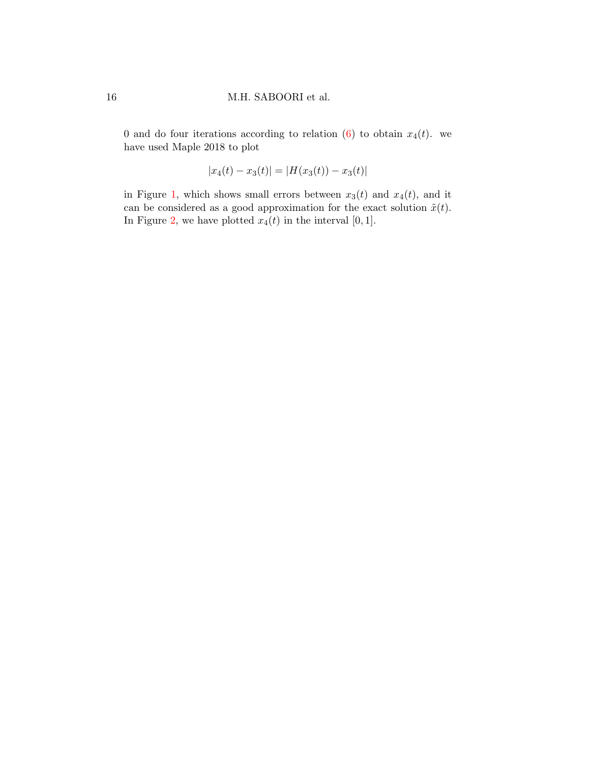0 and do four iterations according to relation (6) to obtain $x_4(t)$. we have used Maple 2018 to plot

$$|x_4(t) - x_3(t)| = |H(x_3(t)) - x_3(t)|$$

in Figure 1, which shows small errors between $x_3(t)$ and $x_4(t)$, and it can be considered as a good approximation for the exact solution $\tilde{x}(t)$. In Figure 2, we have plotted $x_4(t)$ in the interval $[0, 1]$.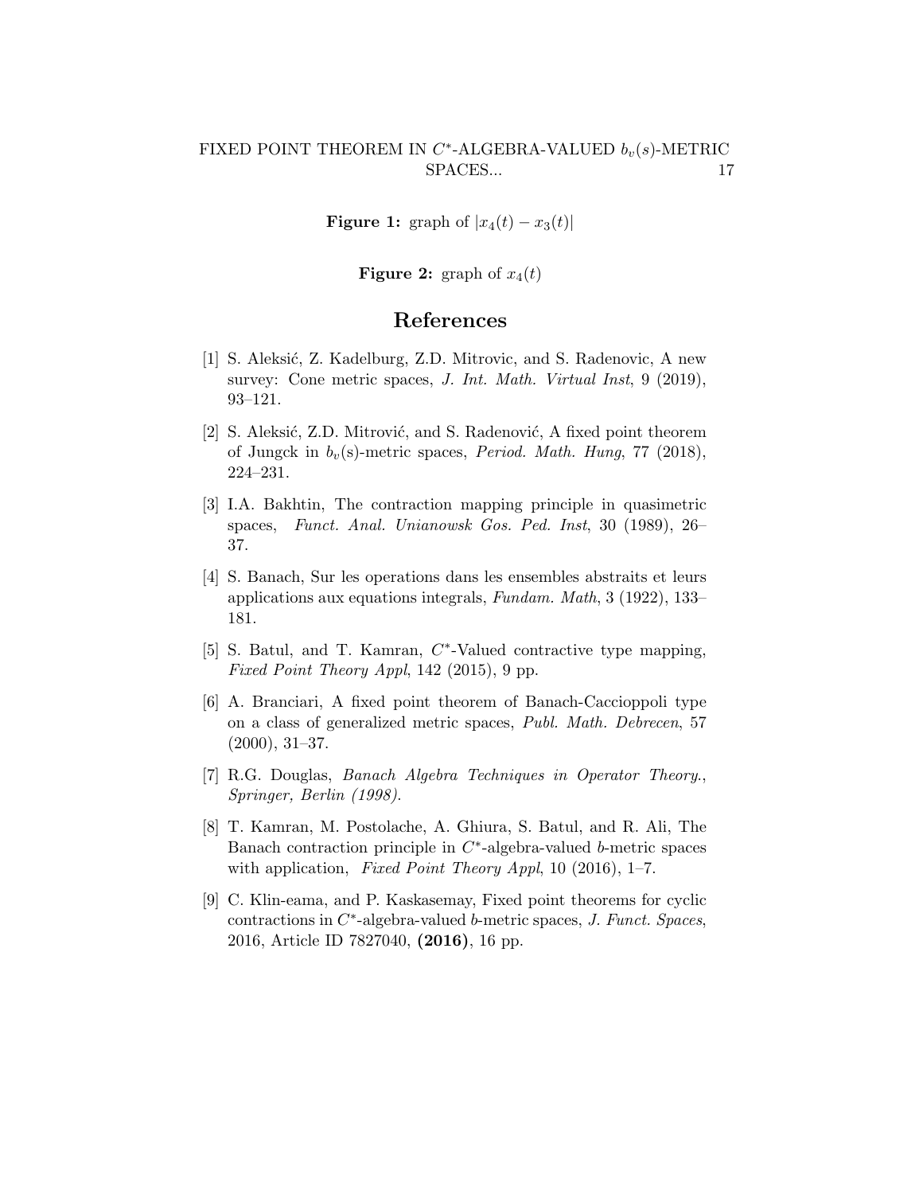**Figure 1:** graph of $|x_4(t) - x_3(t)|$

**Figure 2:** graph of $x_4(t)$

# References

[1] S. Aleksić, Z. Kadelburg, Z.D. Mitrovic, and S. Radenovic, A new survey: Cone metric spaces, *J. Int. Math. Virtual Inst*, 9 (2019), 93–121.

[2] S. Aleksić, Z.D. Mitrović, and S. Radenović, A fixed point theorem of Jungck in $b_v$(s)-metric spaces, *Period. Math. Hung*, 77 (2018), 224–231.

[3] I.A. Bakhtin, The contraction mapping principle in quasimetric spaces, *Funct. Anal. Unianowsk Gos. Ped. Inst*, 30 (1989), 26–37.

[4] S. Banach, Sur les operations dans les ensembles abstraits et leurs applications aux equations integrals, *Fundam. Math*, 3 (1922), 133–181.

[5] S. Batul, and T. Kamran, $C^*$-Valued contractive type mapping, *Fixed Point Theory Appl*, 142 (2015), 9 pp.

[6] A. Branciari, A fixed point theorem of Banach-Caccioppoli type on a class of generalized metric spaces, *Publ. Math. Debrecen*, 57 (2000), 31–37.

[7] R.G. Douglas, *Banach Algebra Techniques in Operator Theory.*, *Springer, Berlin (1998).*

[8] T. Kamran, M. Postolache, A. Ghiura, S. Batul, and R. Ali, The Banach contraction principle in $C^*$-algebra-valued $b$-metric spaces with application, *Fixed Point Theory Appl*, 10 (2016), 1–7.

[9] C. Klin-eama, and P. Kaskasemay, Fixed point theorems for cyclic contractions in $C^*$-algebra-valued $b$-metric spaces, *J. Funct. Spaces*, 2016, Article ID 7827040, **(2016)**, 16 pp.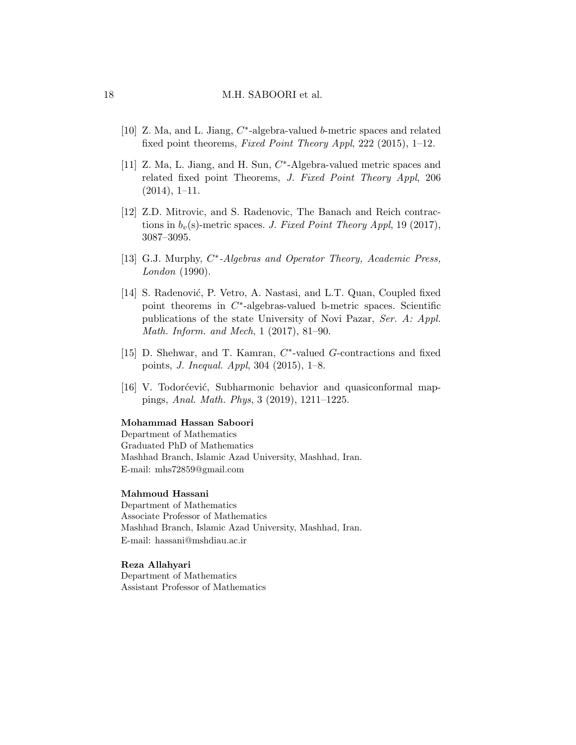[10] Z. Ma, and L. Jiang, $C^*$-algebra-valued $b$-metric spaces and related fixed point theorems, *Fixed Point Theory Appl*, 222 (2015), 1–12.

[11] Z. Ma, L. Jiang, and H. Sun, $C^*$-Algebra-valued metric spaces and related fixed point Theorems, *J. Fixed Point Theory Appl*, 206 (2014), 1–11.

[12] Z.D. Mitrovic, and S. Radenovic, The Banach and Reich contractions in $b_v$(s)-metric spaces. *J. Fixed Point Theory Appl*, 19 (2017), 3087–3095.

[13] G.J. Murphy, *$C^*$-Algebras and Operator Theory, Academic Press, London* (1990).

[14] S. Radenović, P. Vetro, A. Nastasi, and L.T. Quan, Coupled fixed point theorems in $C^*$-algebras-valued b-metric spaces. Scientific publications of the state University of Novi Pazar, *Ser. A: Appl. Math. Inform. and Mech*, 1 (2017), 81–90.

[15] D. Shehwar, and T. Kamran, $C^*$-valued $G$-contractions and fixed points, *J. Inequal. Appl*, 304 (2015), 1–8.

[16] V. Todorćević, Subharmonic behavior and quasiconformal mappings, *Anal. Math. Phys*, 3 (2019), 1211–1225.

**Mohammad Hassan Saboori**
Department of Mathematics
Graduated PhD of Mathematics
Mashhad Branch, Islamic Azad University, Mashhad, Iran.
E-mail: mhs72859@gmail.com

**Mahmoud Hassani**
Department of Mathematics
Associate Professor of Mathematics
Mashhad Branch, Islamic Azad University, Mashhad, Iran.
E-mail: hassani@mshdiau.ac.ir

**Reza Allahyari**
Department of Mathematics
Assistant Professor of Mathematics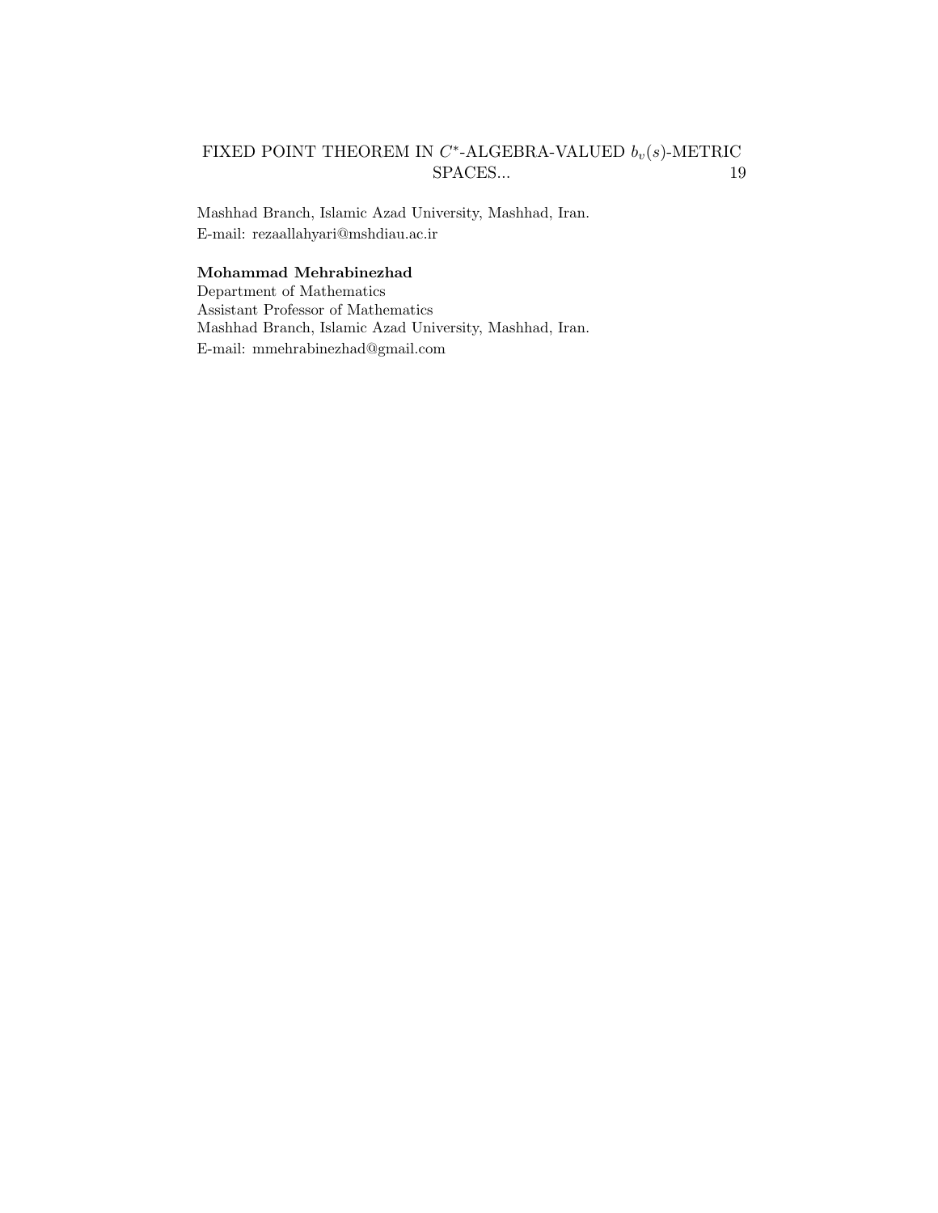Mashhad Branch, Islamic Azad University, Mashhad, Iran.
E-mail: rezaallahyari@mshdiau.ac.ir

**Mohammad Mehrabinezhad**
Department of Mathematics
Assistant Professor of Mathematics
Mashhad Branch, Islamic Azad University, Mashhad, Iran.
E-mail: mmehrabinezhad@gmail.com